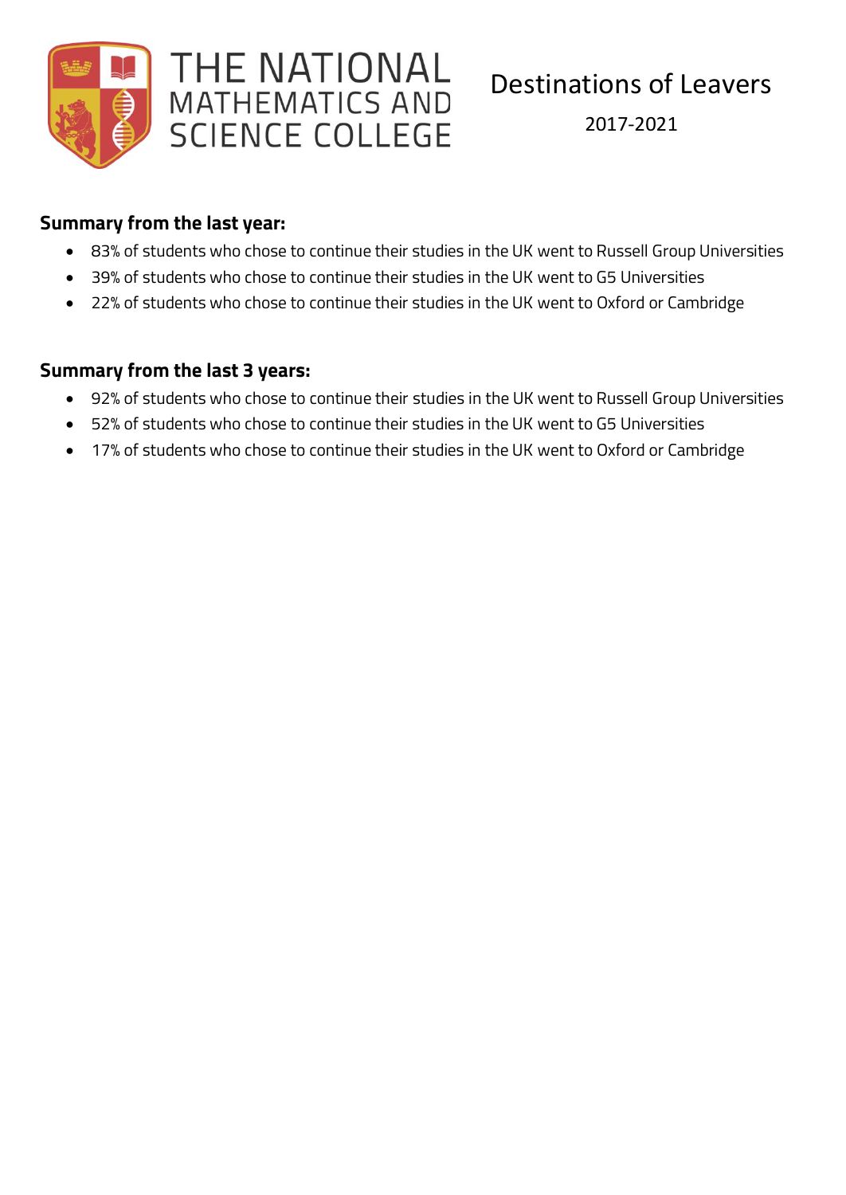# THE NATIONAL MATHEMATICS AND SCIENCE COLLEGE

## Destinations of Leavers

2017-2021

**Summary from the last year:**

- 83% of students who chose to continue their studies in the UK went to Russell Group Universities
- 39% of students who chose to continue their studies in the UK went to G5 Universities
- 22% of students who chose to continue their studies in the UK went to Oxford or Cambridge

**Summary from the last 3 years:**

- 92% of students who chose to continue their studies in the UK went to Russell Group Universities
- 52% of students who chose to continue their studies in the UK went to G5 Universities
- 17% of students who chose to continue their studies in the UK went to Oxford or Cambridge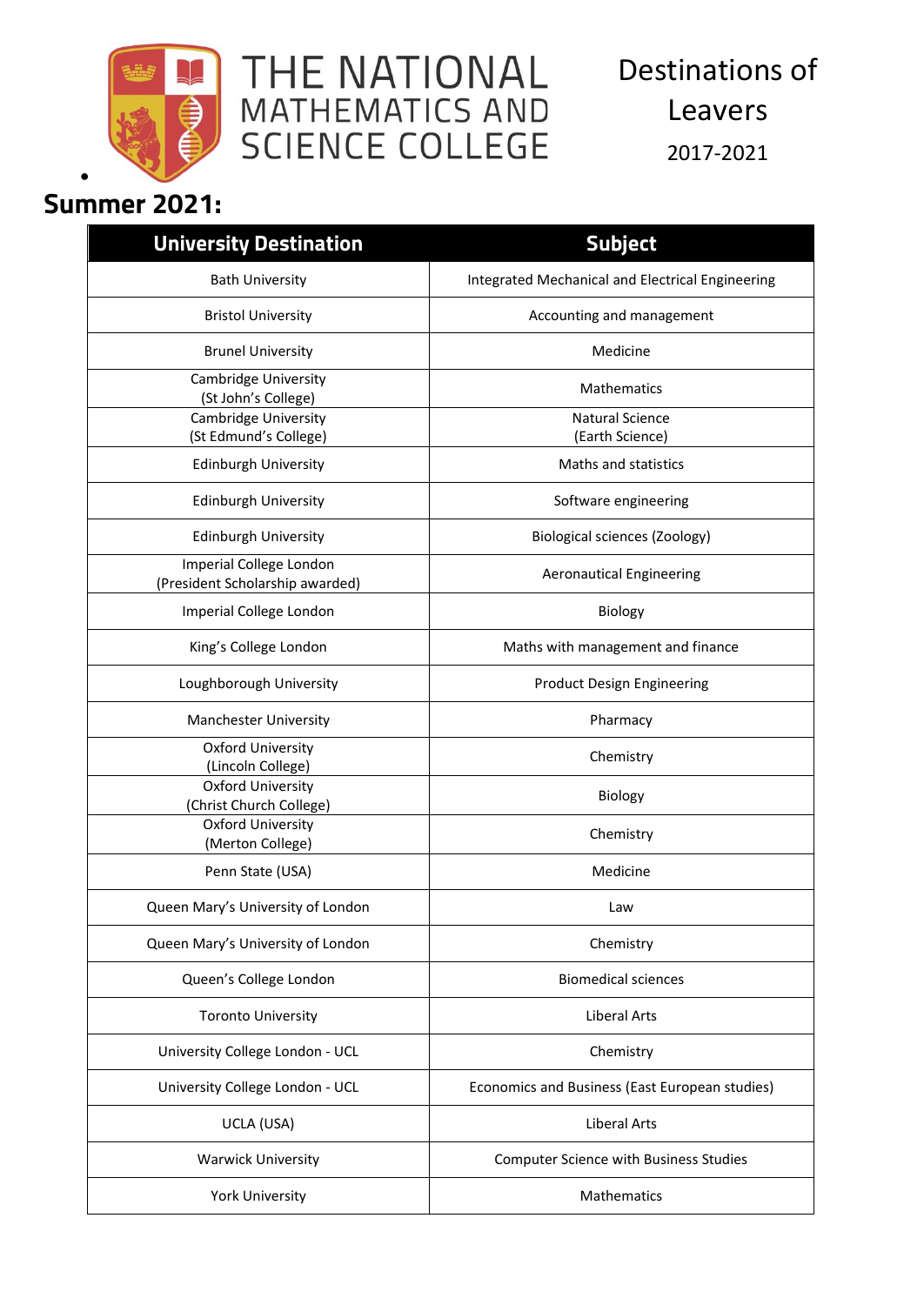# THE NATIONAL MATHEMATICS AND SCIENCE COLLEGE

Destinations of Leavers

2017-2021

## Summer 2021:

| University Destination | Subject |
|---|---|
| Bath University | Integrated Mechanical and Electrical Engineering |
| Bristol University | Accounting and management |
| Brunel University | Medicine |
| Cambridge University (St John's College) | Mathematics |
| Cambridge University (St Edmund's College) | Natural Science (Earth Science) |
| Edinburgh University | Maths and statistics |
| Edinburgh University | Software engineering |
| Edinburgh University | Biological sciences (Zoology) |
| Imperial College London (President Scholarship awarded) | Aeronautical Engineering |
| Imperial College London | Biology |
| King's College London | Maths with management and finance |
| Loughborough University | Product Design Engineering |
| Manchester University | Pharmacy |
| Oxford University (Lincoln College) | Chemistry |
| Oxford University (Christ Church College) | Biology |
| Oxford University (Merton College) | Chemistry |
| Penn State (USA) | Medicine |
| Queen Mary's University of London | Law |
| Queen Mary's University of London | Chemistry |
| Queen's College London | Biomedical sciences |
| Toronto University | Liberal Arts |
| University College London - UCL | Chemistry |
| University College London - UCL | Economics and Business (East European studies) |
| UCLA (USA) | Liberal Arts |
| Warwick University | Computer Science with Business Studies |
| York University | Mathematics |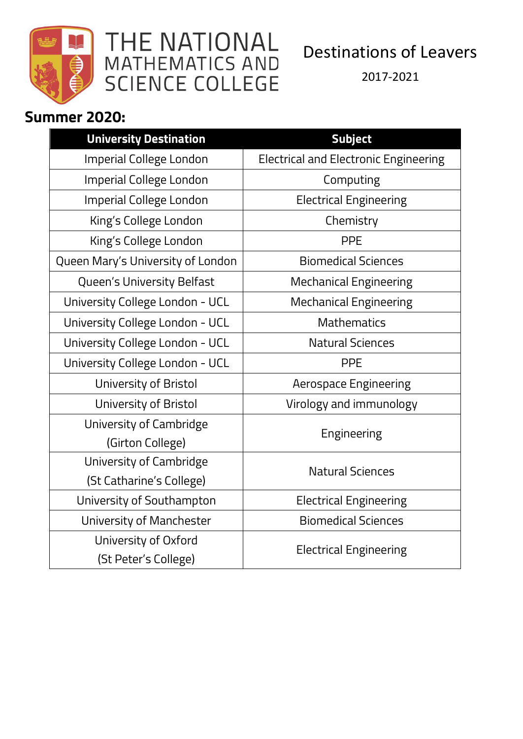# THE NATIONAL MATHEMATICS AND SCIENCE COLLEGE

Destinations of Leavers

2017-2021

## Summer 2020:

| University Destination | Subject |
|---|---|
| Imperial College London | Electrical and Electronic Engineering |
| Imperial College London | Computing |
| Imperial College London | Electrical Engineering |
| King's College London | Chemistry |
| King's College London | PPE |
| Queen Mary's University of London | Biomedical Sciences |
| Queen's University Belfast | Mechanical Engineering |
| University College London - UCL | Mechanical Engineering |
| University College London - UCL | Mathematics |
| University College London - UCL | Natural Sciences |
| University College London - UCL | PPE |
| University of Bristol | Aerospace Engineering |
| University of Bristol | Virology and immunology |
| University of Cambridge (Girton College) | Engineering |
| University of Cambridge (St Catharine's College) | Natural Sciences |
| University of Southampton | Electrical Engineering |
| University of Manchester | Biomedical Sciences |
| University of Oxford (St Peter's College) | Electrical Engineering |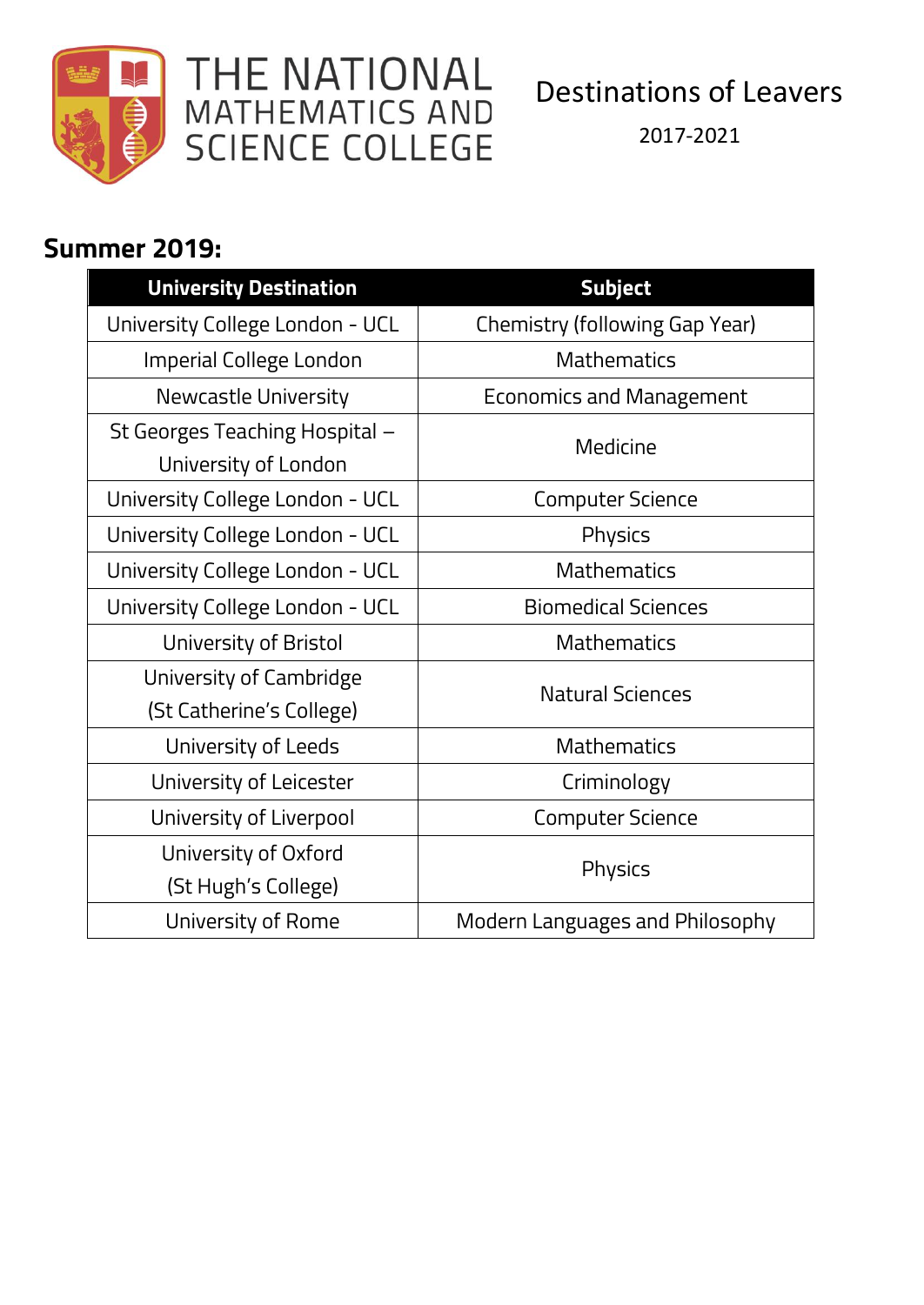THE NATIONAL MATHEMATICS AND SCIENCE COLLEGE

Destinations of Leavers

2017-2021

## Summer 2019:

| University Destination | Subject |
|---|---|
| University College London - UCL | Chemistry (following Gap Year) |
| Imperial College London | Mathematics |
| Newcastle University | Economics and Management |
| St Georges Teaching Hospital – University of London | Medicine |
| University College London - UCL | Computer Science |
| University College London - UCL | Physics |
| University College London - UCL | Mathematics |
| University College London - UCL | Biomedical Sciences |
| University of Bristol | Mathematics |
| University of Cambridge (St Catherine's College) | Natural Sciences |
| University of Leeds | Mathematics |
| University of Leicester | Criminology |
| University of Liverpool | Computer Science |
| University of Oxford (St Hugh's College) | Physics |
| University of Rome | Modern Languages and Philosophy |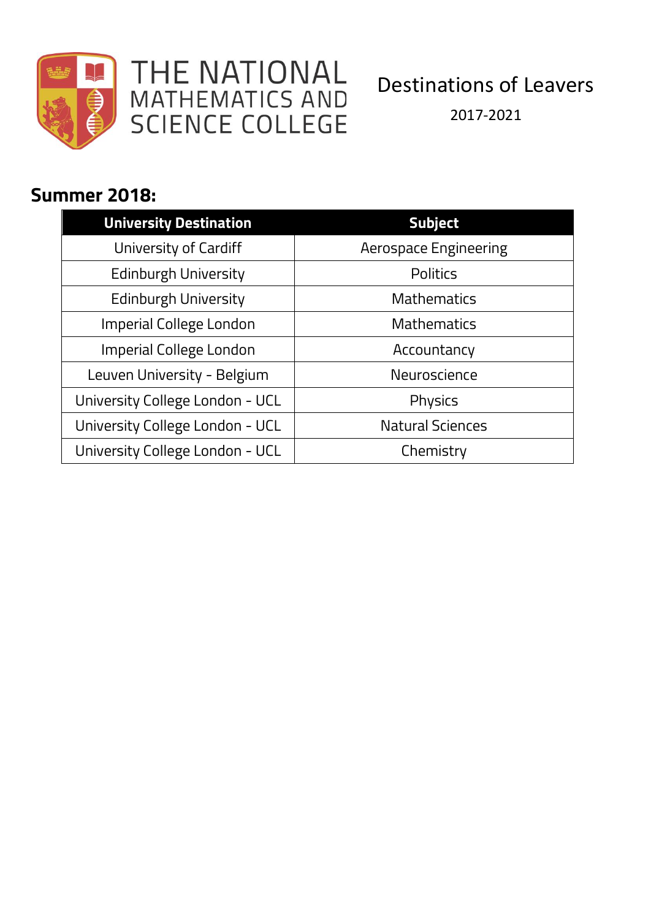THE NATIONAL MATHEMATICS AND SCIENCE COLLEGE

Destinations of Leavers

2017-2021

## Summer 2018:

| University Destination | Subject |
|---|---|
| University of Cardiff | Aerospace Engineering |
| Edinburgh University | Politics |
| Edinburgh University | Mathematics |
| Imperial College London | Mathematics |
| Imperial College London | Accountancy |
| Leuven University - Belgium | Neuroscience |
| University College London - UCL | Physics |
| University College London - UCL | Natural Sciences |
| University College London - UCL | Chemistry |